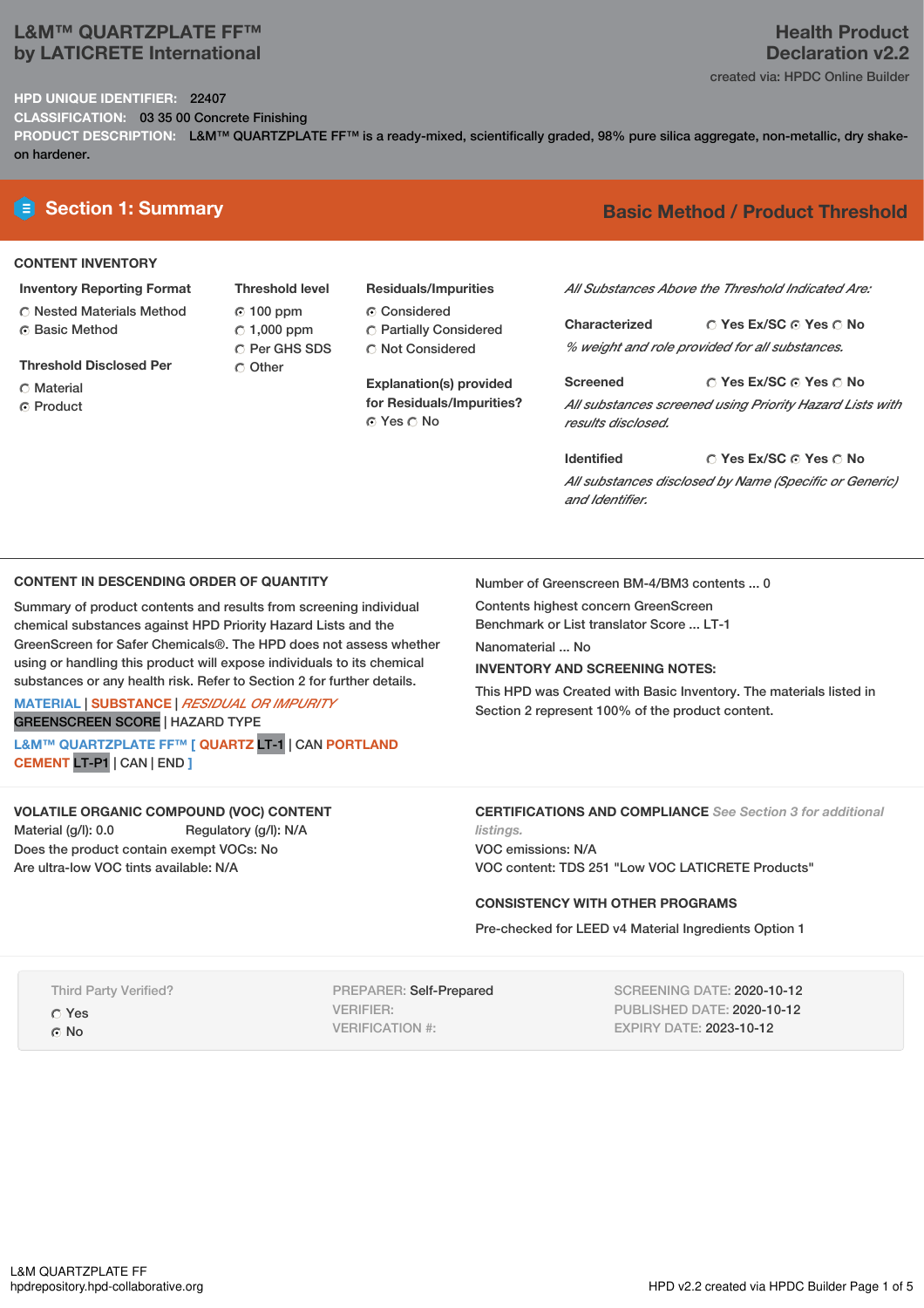# L&M™ QUARTZPLATE FF™ by LATICRETE International

## Health Product Declaration v2.2

created via: HPDC Online Builder

**HPD UNIQUE IDENTIFIER:** 22407

**CLASSIFICATION:** 03 35 00 Concrete Finishing

**PRODUCT DESCRIPTION:** L&M™ QUARTZPLATE FF™ is a ready-mixed, scientifically graded, 98% pure silica aggregate, non-metallic, dry shake-on hardener.

## Section 1: Summary

**Basic Method / Product Threshold**

### CONTENT INVENTORY

**Inventory Reporting Format**
- ○ Nested Materials Method
- ● Basic Method

**Threshold Disclosed Per**
- ○ Material
- ● Product

**Threshold level**
- ● 100 ppm
- ○ 1,000 ppm
- ○ Per GHS SDS
- ○ Other

**Residuals/Impurities**
- ● Considered
- ○ Partially Considered
- ○ Not Considered

**Explanation(s) provided for Residuals/Impurities?**
● Yes ○ No

*All Substances Above the Threshold Indicated Are:*

**Characterized** ○ Yes Ex/SC ● Yes ○ No
*% weight and role provided for all substances.*

**Screened** ○ Yes Ex/SC ● Yes ○ No
*All substances screened using Priority Hazard Lists with results disclosed.*

**Identified** ○ Yes Ex/SC ● Yes ○ No
*All substances disclosed by Name (Specific or Generic) and Identifier.*

### CONTENT IN DESCENDING ORDER OF QUANTITY

Summary of product contents and results from screening individual chemical substances against HPD Priority Hazard Lists and the GreenScreen for Safer Chemicals®. The HPD does not assess whether using or handling this product will expose individuals to its chemical substances or any health risk. Refer to Section 2 for further details.

MATERIAL | SUBSTANCE | *RESIDUAL OR IMPURITY*
GREENSCREEN SCORE | HAZARD TYPE

L&M™ QUARTZPLATE FF™ [ QUARTZ LT-1 | CAN PORTLAND CEMENT LT-P1 | CAN | END ]

Number of Greenscreen BM-4/BM3 contents ... 0

Contents highest concern GreenScreen Benchmark or List translator Score ... LT-1

Nanomaterial ... No

**INVENTORY AND SCREENING NOTES:**

This HPD was Created with Basic Inventory. The materials listed in Section 2 represent 100% of the product content.

### VOLATILE ORGANIC COMPOUND (VOC) CONTENT

Material (g/l): 0.0 Regulatory (g/l): N/A

Does the product contain exempt VOCs: No

Are ultra-low VOC tints available: N/A

### CERTIFICATIONS AND COMPLIANCE *See Section 3 for additional listings.*

VOC emissions: N/A

VOC content: TDS 251 "Low VOC LATICRETE Products"

### CONSISTENCY WITH OTHER PROGRAMS

Pre-checked for LEED v4 Material Ingredients Option 1

Third Party Verified?
- ○ Yes
- ● No

PREPARER: Self-Prepared
VERIFIER:
VERIFICATION #:

SCREENING DATE: 2020-10-12
PUBLISHED DATE: 2020-10-12
EXPIRY DATE: 2023-10-12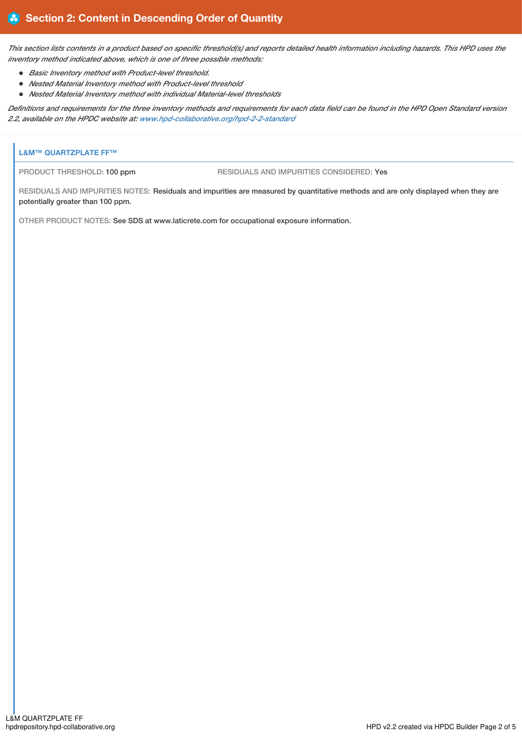## Section 2: Content in Descending Order of Quantity

*This section lists contents in a product based on specific threshold(s) and reports detailed health information including hazards. This HPD uses the inventory method indicated above, which is one of three possible methods:*

- *Basic Inventory method with Product-level threshold.*
- *Nested Material Inventory method with Product-level threshold*
- *Nested Material Inventory method with individual Material-level thresholds*

*Definitions and requirements for the three inventory methods and requirements for each data field can be found in the HPD Open Standard version 2.2, available on the HPDC website at: www.hpd-collaborative.org/hpd-2-2-standard*

### L&M™ QUARTZPLATE FF™

PRODUCT THRESHOLD: 100 ppm

RESIDUALS AND IMPURITIES CONSIDERED: Yes

RESIDUALS AND IMPURITIES NOTES: Residuals and impurities are measured by quantitative methods and are only displayed when they are potentially greater than 100 ppm.

OTHER PRODUCT NOTES: See SDS at www.laticrete.com for occupational exposure information.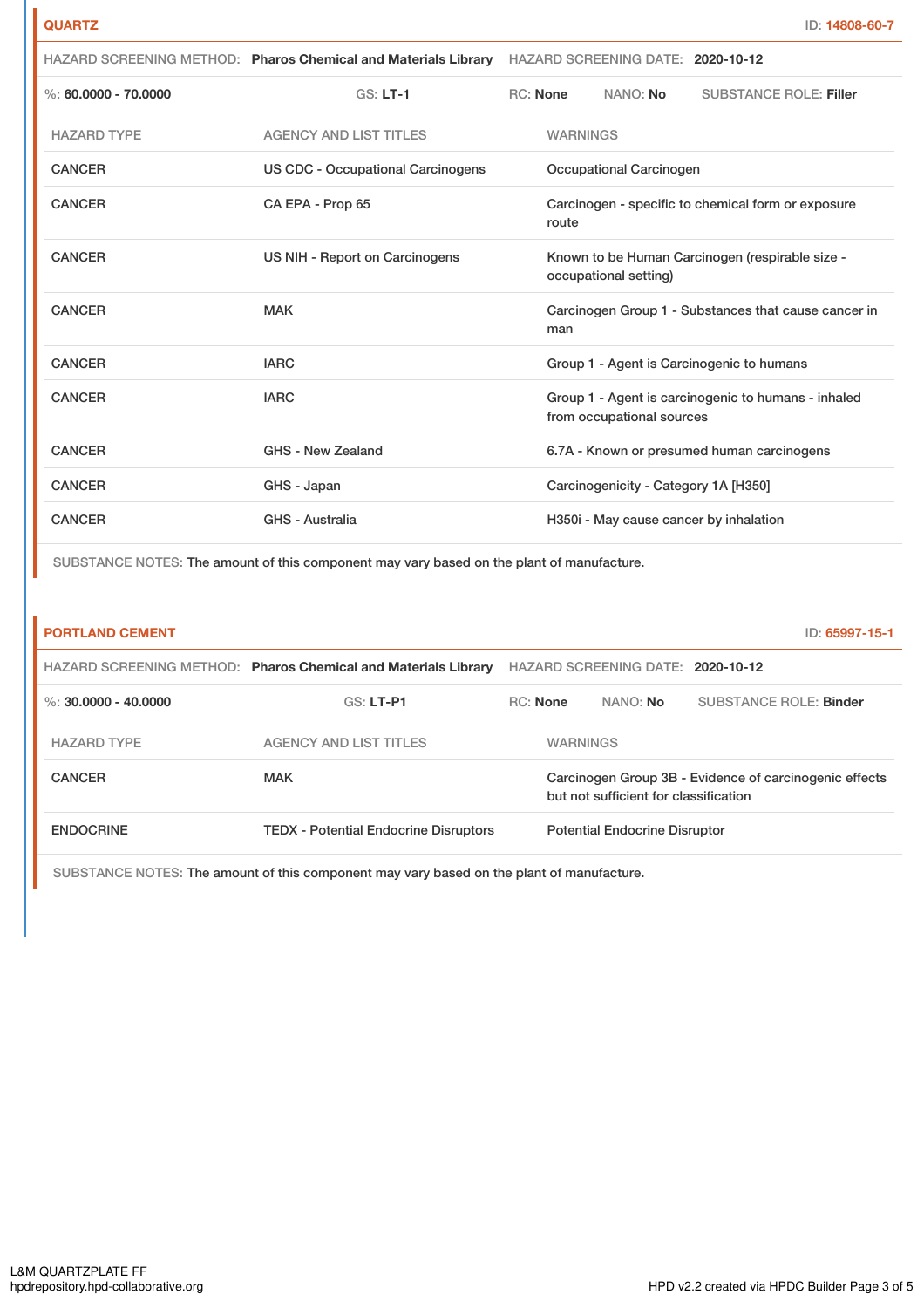## QUARTZ

ID: 14808-60-7

HAZARD SCREENING METHOD: **Pharos Chemical and Materials Library** HAZARD SCREENING DATE: **2020-10-12**

%: **60.0000 - 70.0000** GS: **LT-1** RC: **None** NANO: **No** SUBSTANCE ROLE: **Filler**

| HAZARD TYPE | AGENCY AND LIST TITLES | WARNINGS |
|---|---|---|
| CANCER | US CDC - Occupational Carcinogens | Occupational Carcinogen |
| CANCER | CA EPA - Prop 65 | Carcinogen - specific to chemical form or exposure route |
| CANCER | US NIH - Report on Carcinogens | Known to be Human Carcinogen (respirable size - occupational setting) |
| CANCER | MAK | Carcinogen Group 1 - Substances that cause cancer in man |
| CANCER | IARC | Group 1 - Agent is Carcinogenic to humans |
| CANCER | IARC | Group 1 - Agent is carcinogenic to humans - inhaled from occupational sources |
| CANCER | GHS - New Zealand | 6.7A - Known or presumed human carcinogens |
| CANCER | GHS - Japan | Carcinogenicity - Category 1A [H350] |
| CANCER | GHS - Australia | H350i - May cause cancer by inhalation |

SUBSTANCE NOTES: The amount of this component may vary based on the plant of manufacture.

## PORTLAND CEMENT

ID: 65997-15-1

HAZARD SCREENING METHOD: **Pharos Chemical and Materials Library** HAZARD SCREENING DATE: **2020-10-12**

%: **30.0000 - 40.0000** GS: **LT-P1** RC: **None** NANO: **No** SUBSTANCE ROLE: **Binder**

| HAZARD TYPE | AGENCY AND LIST TITLES | WARNINGS |
|---|---|---|
| CANCER | MAK | Carcinogen Group 3B - Evidence of carcinogenic effects but not sufficient for classification |
| ENDOCRINE | TEDX - Potential Endocrine Disruptors | Potential Endocrine Disruptor |

SUBSTANCE NOTES: The amount of this component may vary based on the plant of manufacture.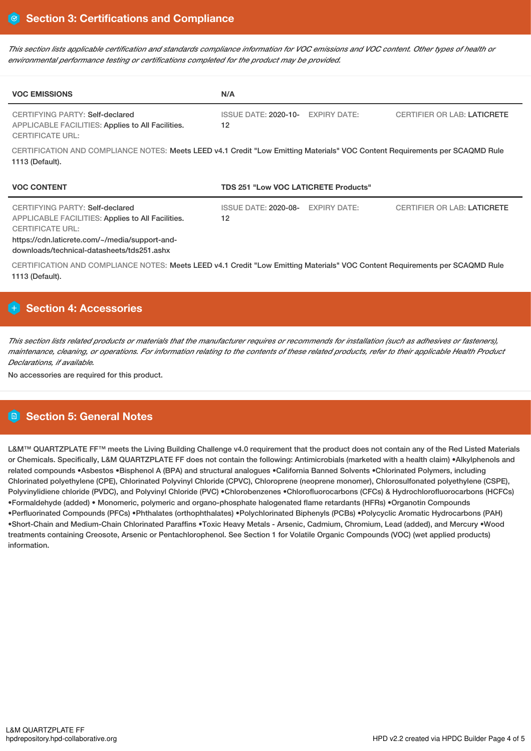## Section 3: Certifications and Compliance

*This section lists applicable certification and standards compliance information for VOC emissions and VOC content. Other types of health or environmental performance testing or certifications completed for the product may be provided.*

| VOC EMISSIONS | N/A | | |
|---|---|---|---|
| CERTIFYING PARTY: Self-declared<br>APPLICABLE FACILITIES: Applies to All Facilities.<br>CERTIFICATE URL: | ISSUE DATE: 2020-10-12 | EXPIRY DATE: | CERTIFIER OR LAB: LATICRETE |

CERTIFICATION AND COMPLIANCE NOTES: Meets LEED v4.1 Credit "Low Emitting Materials" VOC Content Requirements per SCAQMD Rule 1113 (Default).

| VOC CONTENT | TDS 251 "Low VOC LATICRETE Products" | | |
|---|---|---|---|
| CERTIFYING PARTY: Self-declared<br>APPLICABLE FACILITIES: Applies to All Facilities.<br>CERTIFICATE URL:<br>https://cdn.laticrete.com/~/media/support-and-downloads/technical-datasheets/tds251.ashx | ISSUE DATE: 2020-08-12 | EXPIRY DATE: | CERTIFIER OR LAB: LATICRETE |

CERTIFICATION AND COMPLIANCE NOTES: Meets LEED v4.1 Credit "Low Emitting Materials" VOC Content Requirements per SCAQMD Rule 1113 (Default).

## Section 4: Accessories

*This section lists related products or materials that the manufacturer requires or recommends for installation (such as adhesives or fasteners), maintenance, cleaning, or operations. For information relating to the contents of these related products, refer to their applicable Health Product Declarations, if available.*

No accessories are required for this product.

## Section 5: General Notes

L&M™ QUARTZPLATE FF™ meets the Living Building Challenge v4.0 requirement that the product does not contain any of the Red Listed Materials or Chemicals. Specifically, L&M QUARTZPLATE FF does not contain the following: Antimicrobials (marketed with a health claim) •Alkylphenols and related compounds •Asbestos •Bisphenol A (BPA) and structural analogues •California Banned Solvents •Chlorinated Polymers, including Chlorinated polyethylene (CPE), Chlorinated Polyvinyl Chloride (CPVC), Chloroprene (neoprene monomer), Chlorosulfonated polyethylene (CSPE), Polyvinylidiene chloride (PVDC), and Polyvinyl Chloride (PVC) •Chlorobenzenes •Chlorofluorocarbons (CFCs) & Hydrochlorofluorocarbons (HCFCs) •Formaldehyde (added) • Monomeric, polymeric and organo-phosphate halogenated flame retardants (HFRs) •Organotin Compounds •Perfluorinated Compounds (PFCs) •Phthalates (orthophthalates) •Polychlorinated Biphenyls (PCBs) •Polycyclic Aromatic Hydrocarbons (PAH) •Short-Chain and Medium-Chain Chlorinated Paraffins •Toxic Heavy Metals - Arsenic, Cadmium, Chromium, Lead (added), and Mercury •Wood treatments containing Creosote, Arsenic or Pentachlorophenol. See Section 1 for Volatile Organic Compounds (VOC) (wet applied products) information.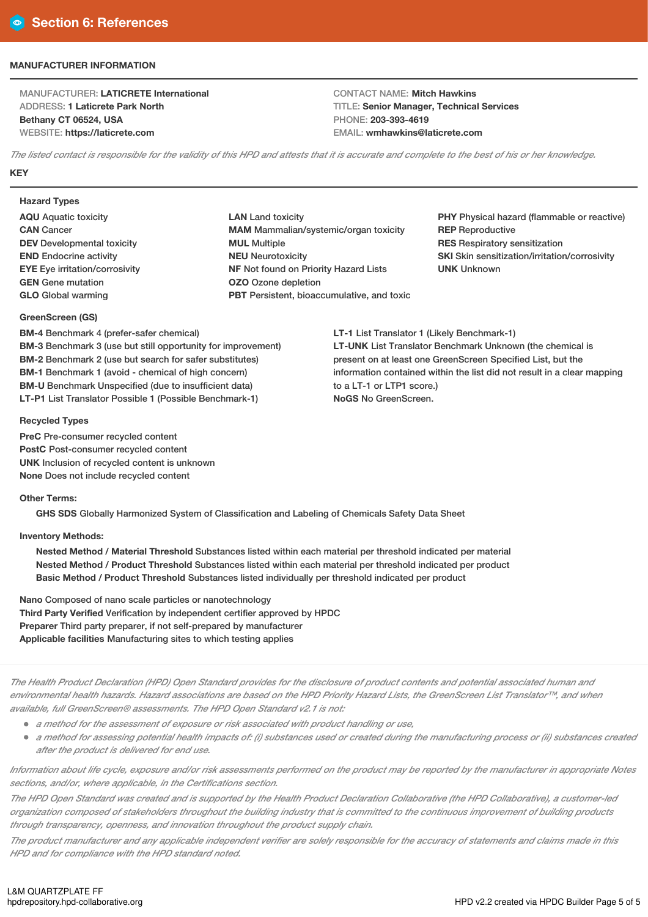# Section 6: References

## MANUFACTURER INFORMATION

MANUFACTURER: **LATICRETE International**
ADDRESS: **1 Laticrete Park North**
**Bethany CT 06524, USA**
WEBSITE: **https://laticrete.com**

CONTACT NAME: **Mitch Hawkins**
TITLE: **Senior Manager, Technical Services**
PHONE: **203-393-4619**
EMAIL: **wmhawkins@laticrete.com**

*The listed contact is responsible for the validity of this HPD and attests that it is accurate and complete to the best of his or her knowledge.*

## KEY

### Hazard Types

**AQU** Aquatic toxicity
**CAN** Cancer
**DEV** Developmental toxicity
**END** Endocrine activity
**EYE** Eye irritation/corrosivity
**GEN** Gene mutation
**GLO** Global warming
**LAN** Land toxicity
**MAM** Mammalian/systemic/organ toxicity
**MUL** Multiple
**NEU** Neurotoxicity
**NF** Not found on Priority Hazard Lists
**OZO** Ozone depletion
**PBT** Persistent, bioaccumulative, and toxic
**PHY** Physical hazard (flammable or reactive)
**REP** Reproductive
**RES** Respiratory sensitization
**SKI** Skin sensitization/irritation/corrosivity
**UNK** Unknown

### GreenScreen (GS)

**BM-4** Benchmark 4 (prefer-safer chemical)
**BM-3** Benchmark 3 (use but still opportunity for improvement)
**BM-2** Benchmark 2 (use but search for safer substitutes)
**BM-1** Benchmark 1 (avoid - chemical of high concern)
**BM-U** Benchmark Unspecified (due to insufficient data)
**LT-P1** List Translator Possible 1 (Possible Benchmark-1)
**LT-1** List Translator 1 (Likely Benchmark-1)
**LT-UNK** List Translator Benchmark Unknown (the chemical is present on at least one GreenScreen Specified List, but the information contained within the list did not result in a clear mapping to a LT-1 or LTP1 score.)
**NoGS** No GreenScreen.

### Recycled Types

**PreC** Pre-consumer recycled content
**PostC** Post-consumer recycled content
**UNK** Inclusion of recycled content is unknown
**None** Does not include recycled content

### Other Terms:

**GHS SDS** Globally Harmonized System of Classification and Labeling of Chemicals Safety Data Sheet

### Inventory Methods:

**Nested Method / Material Threshold** Substances listed within each material per threshold indicated per material
**Nested Method / Product Threshold** Substances listed within each material per threshold indicated per product
**Basic Method / Product Threshold** Substances listed individually per threshold indicated per product

**Nano** Composed of nano scale particles or nanotechnology
**Third Party Verified** Verification by independent certifier approved by HPDC
**Preparer** Third party preparer, if not self-prepared by manufacturer
**Applicable facilities** Manufacturing sites to which testing applies

*The Health Product Declaration (HPD) Open Standard provides for the disclosure of product contents and potential associated human and environmental health hazards. Hazard associations are based on the HPD Priority Hazard Lists, the GreenScreen List Translator™, and when available, full GreenScreen® assessments. The HPD Open Standard v2.1 is not:*

- *a method for the assessment of exposure or risk associated with product handling or use,*
- *a method for assessing potential health impacts of: (i) substances used or created during the manufacturing process or (ii) substances created after the product is delivered for end use.*

*Information about life cycle, exposure and/or risk assessments performed on the product may be reported by the manufacturer in appropriate Notes sections, and/or, where applicable, in the Certifications section.*

*The HPD Open Standard was created and is supported by the Health Product Declaration Collaborative (the HPD Collaborative), a customer-led organization composed of stakeholders throughout the building industry that is committed to the continuous improvement of building products through transparency, openness, and innovation throughout the product supply chain.*

*The product manufacturer and any applicable independent verifier are solely responsible for the accuracy of statements and claims made in this HPD and for compliance with the HPD standard noted.*